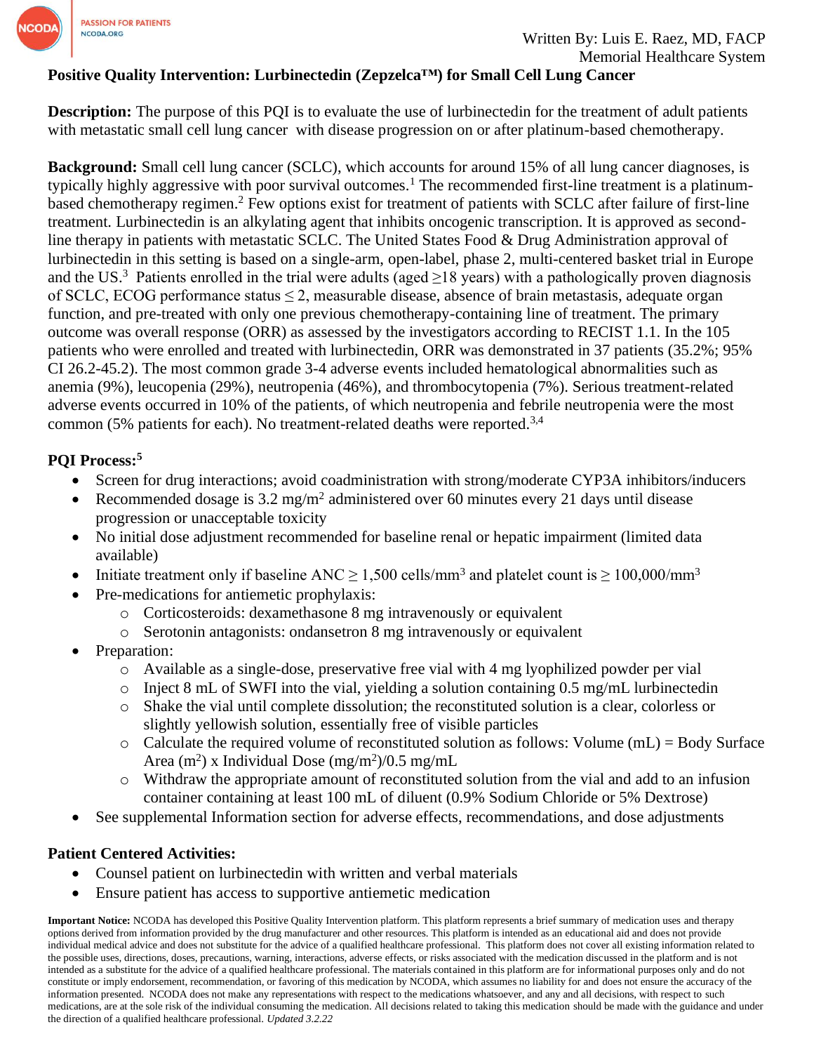Written By: Luis E. Raez, MD, FACP
Memorial Healthcare System

# Positive Quality Intervention: Lurbinectedin (Zepzelca™) for Small Cell Lung Cancer

**Description:** The purpose of this PQI is to evaluate the use of lurbinectedin for the treatment of adult patients with metastatic small cell lung cancer with disease progression on or after platinum-based chemotherapy.

**Background:** Small cell lung cancer (SCLC), which accounts for around 15% of all lung cancer diagnoses, is typically highly aggressive with poor survival outcomes.[1] The recommended first-line treatment is a platinum-based chemotherapy regimen.[2] Few options exist for treatment of patients with SCLC after failure of first-line treatment. Lurbinectedin is an alkylating agent that inhibits oncogenic transcription. It is approved as second-line therapy in patients with metastatic SCLC. The United States Food & Drug Administration approval of lurbinectedin in this setting is based on a single-arm, open-label, phase 2, multi-centered basket trial in Europe and the US.[3] Patients enrolled in the trial were adults (aged ≥18 years) with a pathologically proven diagnosis of SCLC, ECOG performance status ≤ 2, measurable disease, absence of brain metastasis, adequate organ function, and pre-treated with only one previous chemotherapy-containing line of treatment. The primary outcome was overall response (ORR) as assessed by the investigators according to RECIST 1.1. In the 105 patients who were enrolled and treated with lurbinectedin, ORR was demonstrated in 37 patients (35.2%; 95% CI 26.2-45.2). The most common grade 3-4 adverse events included hematological abnormalities such as anemia (9%), leucopenia (29%), neutropenia (46%), and thrombocytopenia (7%). Serious treatment-related adverse events occurred in 10% of the patients, of which neutropenia and febrile neutropenia were the most common (5% patients for each). No treatment-related deaths were reported.[3,4]

## PQI Process:[5]

- Screen for drug interactions; avoid coadministration with strong/moderate CYP3A inhibitors/inducers
- Recommended dosage is 3.2 mg/m$^2$ administered over 60 minutes every 21 days until disease progression or unacceptable toxicity
- No initial dose adjustment recommended for baseline renal or hepatic impairment (limited data available)
- Initiate treatment only if baseline ANC ≥ 1,500 cells/mm$^3$ and platelet count is ≥ 100,000/mm$^3$
- Pre-medications for antiemetic prophylaxis:
  - Corticosteroids: dexamethasone 8 mg intravenously or equivalent
  - Serotonin antagonists: ondansetron 8 mg intravenously or equivalent
- Preparation:
  - Available as a single-dose, preservative free vial with 4 mg lyophilized powder per vial
  - Inject 8 mL of SWFI into the vial, yielding a solution containing 0.5 mg/mL lurbinectedin
  - Shake the vial until complete dissolution; the reconstituted solution is a clear, colorless or slightly yellowish solution, essentially free of visible particles
  - Calculate the required volume of reconstituted solution as follows: Volume (mL) = Body Surface Area (m$^2$) x Individual Dose (mg/m$^2$)/0.5 mg/mL
  - Withdraw the appropriate amount of reconstituted solution from the vial and add to an infusion container containing at least 100 mL of diluent (0.9% Sodium Chloride or 5% Dextrose)
- See supplemental Information section for adverse effects, recommendations, and dose adjustments

## Patient Centered Activities:

- Counsel patient on lurbinectedin with written and verbal materials
- Ensure patient has access to supportive antiemetic medication

**Important Notice:** NCODA has developed this Positive Quality Intervention platform. This platform represents a brief summary of medication uses and therapy options derived from information provided by the drug manufacturer and other resources. This platform is intended as an educational aid and does not provide individual medical advice and does not substitute for the advice of a qualified healthcare professional. This platform does not cover all existing information related to the possible uses, directions, doses, precautions, warning, interactions, adverse effects, or risks associated with the medication discussed in the platform and is not intended as a substitute for the advice of a qualified healthcare professional. The materials contained in this platform are for informational purposes only and do not constitute or imply endorsement, recommendation, or favoring of this medication by NCODA, which assumes no liability for and does not ensure the accuracy of the information presented. NCODA does not make any representations with respect to the medications whatsoever, and any and all decisions, with respect to such medications, are at the sole risk of the individual consuming the medication. All decisions related to taking this medication should be made with the guidance and under the direction of a qualified healthcare professional. *Updated 3.2.22*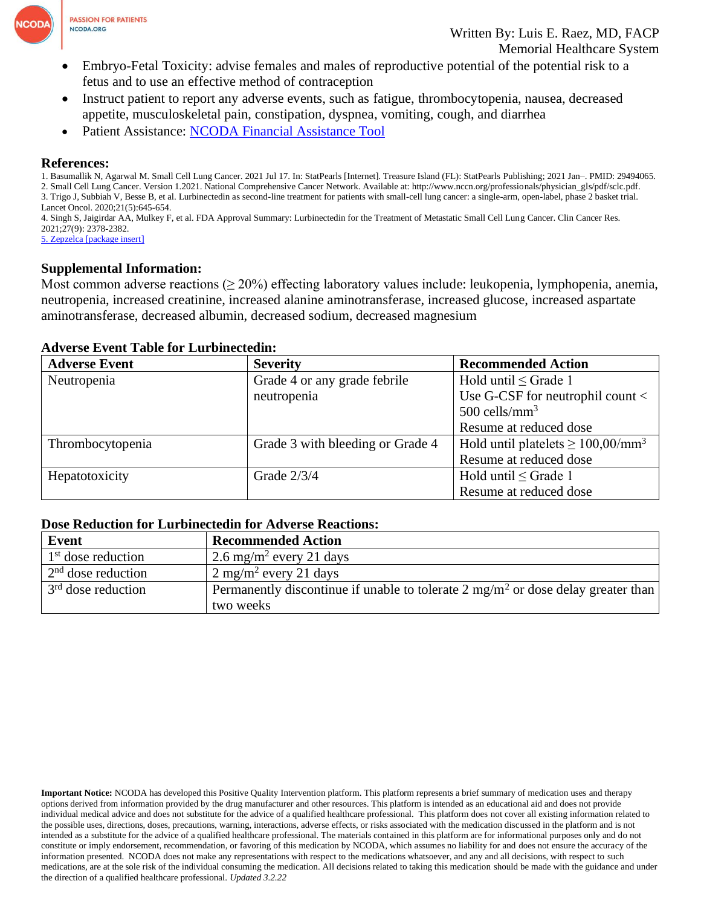- Embryo-Fetal Toxicity: advise females and males of reproductive potential of the potential risk to a fetus and to use an effective method of contraception
- Instruct patient to report any adverse events, such as fatigue, thrombocytopenia, nausea, decreased appetite, musculoskeletal pain, constipation, dyspnea, vomiting, cough, and diarrhea
- Patient Assistance: NCODA Financial Assistance Tool

## References:

1. Basumallik N, Agarwal M. Small Cell Lung Cancer. 2021 Jul 17. In: StatPearls [Internet]. Treasure Island (FL): StatPearls Publishing; 2021 Jan–. PMID: 29494065.
2. Small Cell Lung Cancer. Version 1.2021. National Comprehensive Cancer Network. Available at: http://www.nccn.org/professionals/physician_gls/pdf/sclc.pdf.
3. Trigo J, Subbiah V, Besse B, et al. Lurbinectedin as second-line treatment for patients with small-cell lung cancer: a single-arm, open-label, phase 2 basket trial. Lancet Oncol. 2020;21(5):645-654.
4. Singh S, Jaigirdar AA, Mulkey F, et al. FDA Approval Summary: Lurbinectedin for the Treatment of Metastatic Small Cell Lung Cancer. Clin Cancer Res. 2021;27(9): 2378-2382.
5. Zepzelca [package insert]

## Supplemental Information:

Most common adverse reactions (≥ 20%) effecting laboratory values include: leukopenia, lymphopenia, anemia, neutropenia, increased creatinine, increased alanine aminotransferase, increased glucose, increased aspartate aminotransferase, decreased albumin, decreased sodium, decreased magnesium

**Adverse Event Table for Lurbinectedin:**

| Adverse Event | Severity | Recommended Action |
|---|---|---|
| Neutropenia | Grade 4 or any grade febrile neutropenia | Hold until ≤ Grade 1<br>Use G-CSF for neutrophil count < 500 cells/mm$^3$<br>Resume at reduced dose |
| Thrombocytopenia | Grade 3 with bleeding or Grade 4 | Hold until platelets ≥ 100,00/mm$^3$<br>Resume at reduced dose |
| Hepatotoxicity | Grade 2/3/4 | Hold until ≤ Grade 1<br>Resume at reduced dose |

**Dose Reduction for Lurbinectedin for Adverse Reactions:**

| Event | Recommended Action |
|---|---|
| 1st dose reduction | 2.6 mg/m$^2$ every 21 days |
| 2nd dose reduction | 2 mg/m$^2$ every 21 days |
| 3rd dose reduction | Permanently discontinue if unable to tolerate 2 mg/m$^2$ or dose delay greater than two weeks |

**Important Notice:** NCODA has developed this Positive Quality Intervention platform. This platform represents a brief summary of medication uses and therapy options derived from information provided by the drug manufacturer and other resources. This platform is intended as an educational aid and does not provide individual medical advice and does not substitute for the advice of a qualified healthcare professional. This platform does not cover all existing information related to the possible uses, directions, doses, precautions, warning, interactions, adverse effects, or risks associated with the medication discussed in the platform and is not intended as a substitute for the advice of a qualified healthcare professional. The materials contained in this platform are for informational purposes only and do not constitute or imply endorsement, recommendation, or favoring of this medication by NCODA, which assumes no liability for and does not ensure the accuracy of the information presented. NCODA does not make any representations with respect to the medications whatsoever, and any and all decisions, with respect to such medications, are at the sole risk of the individual consuming the medication. All decisions related to taking this medication should be made with the guidance and under the direction of a qualified healthcare professional. *Updated 3.2.22*